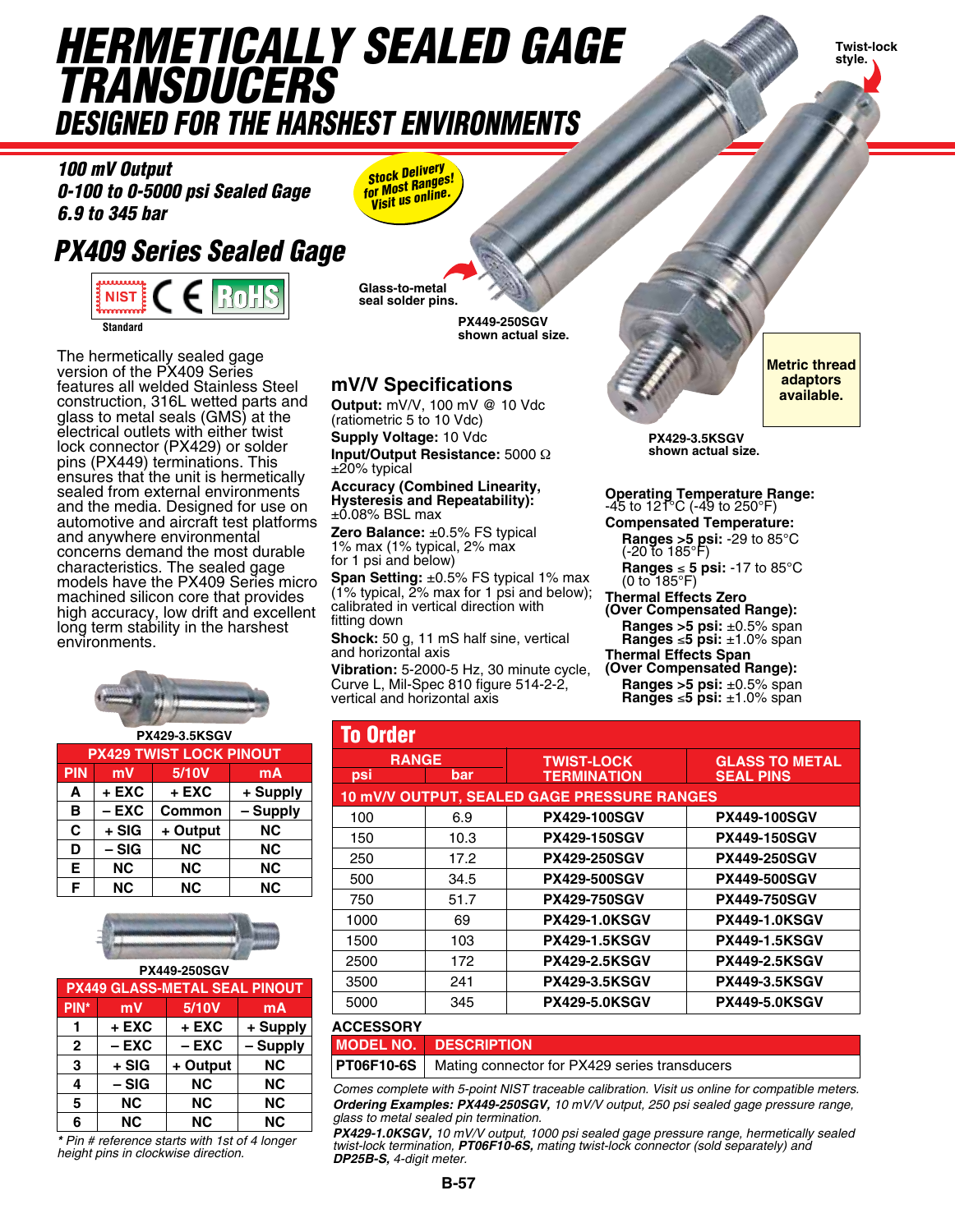# HERMETICALLY SEALED GAGE TRANSDUCERS

## DESIGNED FOR THE HARSHEST ENVIRONMENTS

**100 mV Output**
**0-100 to 0-5000 psi Sealed Gage**
**6.9 to 345 bar**

Stock Delivery for Most Ranges! Visit us online.

Twist-lock style.

Glass-to-metal seal solder pins.

PX449-250SGV shown actual size.

PX429-3.5KSGV shown actual size.

Metric thread adaptors available.

## PX409 Series Sealed Gage

NIST Standard, CE, RoHS

The hermetically sealed gage version of the PX409 Series features all welded Stainless Steel construction, 316L wetted parts and glass to metal seals (GMS) at the electrical outlets with either twist lock connector (PX429) or solder pins (PX449) terminations. This ensures that the unit is hermetically sealed from external environments and the media. Designed for use on automotive and aircraft test platforms and anywhere environmental concerns demand the most durable characteristics. The sealed gage models have the PX409 Series micro machined silicon core that provides high accuracy, low drift and excellent long term stability in the harshest environments.

### mV/V Specifications

**Output:** mV/V, 100 mV @ 10 Vdc (ratiometric 5 to 10 Vdc)
**Supply Voltage:** 10 Vdc
**Input/Output Resistance:** 5000 Ω ±20% typical
**Accuracy (Combined Linearity, Hysteresis and Repeatability):** ±0.08% BSL max
**Zero Balance:** ±0.5% FS typical 1% max (1% typical, 2% max for 1 psi and below)
**Span Setting:** ±0.5% FS typical 1% max (1% typical, 2% max for 1 psi and below); calibrated in vertical direction with fitting down
**Shock:** 50 g, 11 mS half sine, vertical and horizontal axis
**Vibration:** 5-2000-5 Hz, 30 minute cycle, Curve L, Mil-Spec 810 figure 514-2-2, vertical and horizontal axis

**Operating Temperature Range:** -45 to 121°C (-49 to 250°F)
**Compensated Temperature:**
- **Ranges >5 psi:** -29 to 85°C (-20 to 185°F)
- **Ranges ≤ 5 psi:** -17 to 85°C (0 to 185°F)

**Thermal Effects Zero (Over Compensated Range):**
- **Ranges >5 psi:** ±0.5% span
- **Ranges ≤5 psi:** ±1.0% span

**Thermal Effects Span (Over Compensated Range):**
- **Ranges >5 psi:** ±0.5% span
- **Ranges ≤5 psi:** ±1.0% span

PX429-3.5KSGV

| PX429 TWIST LOCK PINOUT | | | |
|---|---|---|---|
| PIN | mV | 5/10V | mA |
| A | + EXC | + EXC | + Supply |
| B | – EXC | Common | – Supply |
| C | + SIG | + Output | NC |
| D | – SIG | NC | NC |
| E | NC | NC | NC |
| F | NC | NC | NC |

PX449-250SGV

| PX449 GLASS-METAL SEAL PINOUT | | | |
|---|---|---|---|
| PIN* | mV | 5/10V | mA |
| 1 | + EXC | + EXC | + Supply |
| 2 | – EXC | – EXC | – Supply |
| 3 | + SIG | + Output | NC |
| 4 | – SIG | NC | NC |
| 5 | NC | NC | NC |
| 6 | NC | NC | NC |

\* Pin # reference starts with 1st of 4 longer height pins in clockwise direction.

## To Order

| RANGE psi | RANGE bar | TWIST-LOCK TERMINATION | GLASS TO METAL SEAL PINS |
|---|---|---|---|
| **10 mV/V OUTPUT, SEALED GAGE PRESSURE RANGES** | | | |
| 100 | 6.9 | **PX429-100SGV** | **PX449-100SGV** |
| 150 | 10.3 | **PX429-150SGV** | **PX449-150SGV** |
| 250 | 17.2 | **PX429-250SGV** | **PX449-250SGV** |
| 500 | 34.5 | **PX429-500SGV** | **PX449-500SGV** |
| 750 | 51.7 | **PX429-750SGV** | **PX449-750SGV** |
| 1000 | 69 | **PX429-1.0KSGV** | **PX449-1.0KSGV** |
| 1500 | 103 | **PX429-1.5KSGV** | **PX449-1.5KSGV** |
| 2500 | 172 | **PX429-2.5KSGV** | **PX449-2.5KSGV** |
| 3500 | 241 | **PX429-3.5KSGV** | **PX449-3.5KSGV** |
| 5000 | 345 | **PX429-5.0KSGV** | **PX449-5.0KSGV** |

**ACCESSORY**

| MODEL NO. | DESCRIPTION |
|---|---|
| **PT06F10-6S** | Mating connector for PX429 series transducers |

*Comes complete with 5-point NIST traceable calibration. Visit us online for compatible meters.*
***Ordering Examples:*** ***PX449-250SGV,*** *10 mV/V output, 250 psi sealed gage pressure range, glass to metal sealed pin termination.*
***PX429-1.0KSGV,*** *10 mV/V output, 1000 psi sealed gage pressure range, hermetically sealed twist-lock termination,* ***PT06F10-6S,*** *mating twist-lock connector (sold separately) and* ***DP25B-S,*** *4-digit meter.*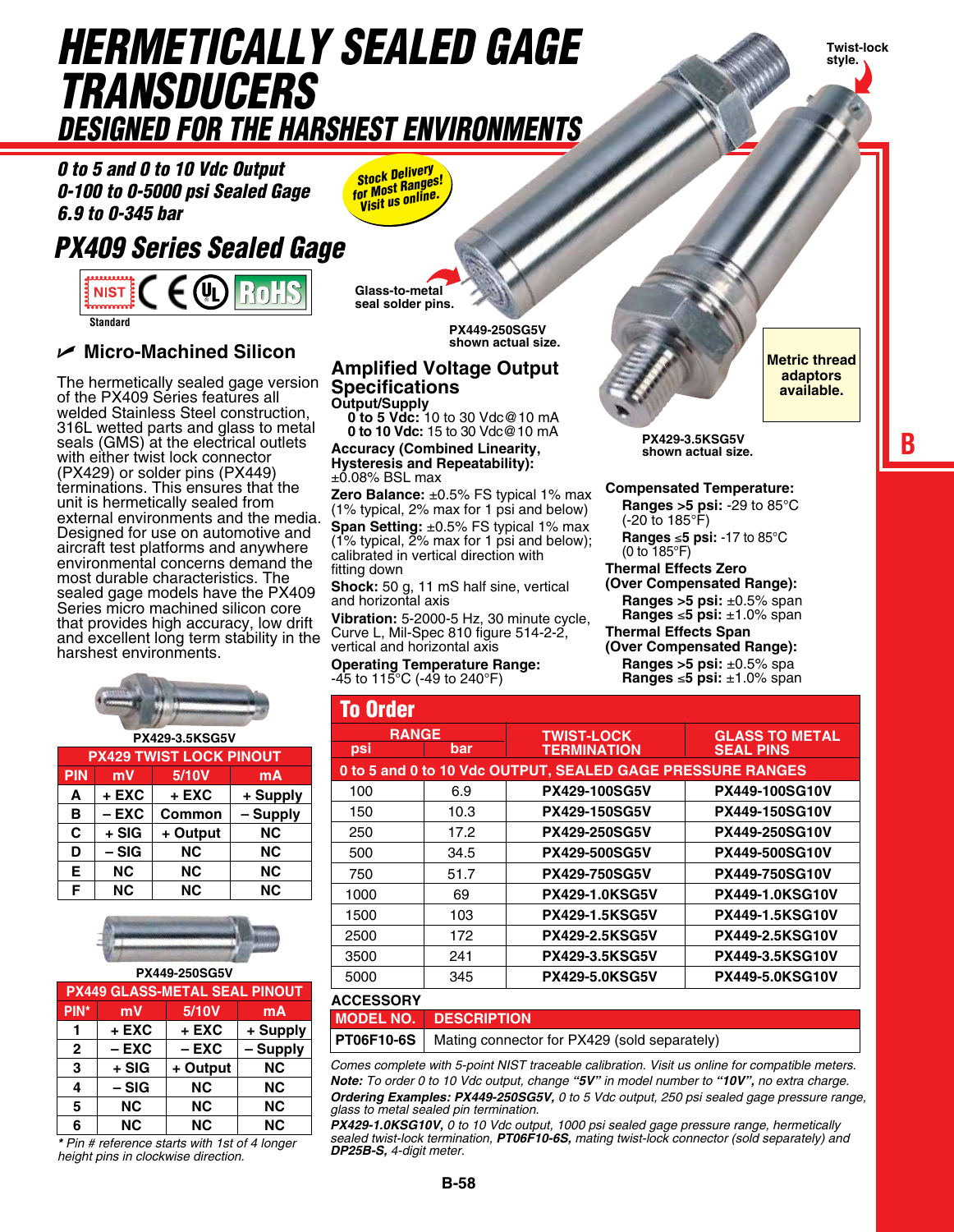# HERMETICALLY SEALED GAGE TRANSDUCERS
## DESIGNED FOR THE HARSHEST ENVIRONMENTS

**0 to 5 and 0 to 10 Vdc Output**
**0-100 to 0-5000 psi Sealed Gage**
**6.9 to 0-345 bar**

Stock Delivery for Most Ranges! Visit us online.

## PX409 Series Sealed Gage

NIST Standard

Twist-lock style.

Glass-to-metal seal solder pins.

PX449-250SG5V shown actual size.

PX429-3.5KSG5V shown actual size.

Metric thread adaptors available.

### Micro-Machined Silicon

The hermetically sealed gage version of the PX409 Series features all welded Stainless Steel construction, 316L wetted parts and glass to metal seals (GMS) at the electrical outlets with either twist lock connector (PX429) or solder pins (PX449) terminations. This ensures that the unit is hermetically sealed from external environments and the media. Designed for use on automotive and aircraft test platforms and anywhere environmental concerns demand the most durable characteristics. The sealed gage models have the PX409 Series micro machined silicon core that provides high accuracy, low drift and excellent long term stability in the harshest environments.

### Amplified Voltage Output Specifications

**Output/Supply**
- **0 to 5 Vdc:** 10 to 30 Vdc@10 mA
- **0 to 10 Vdc:** 15 to 30 Vdc@10 mA

**Accuracy (Combined Linearity, Hysteresis and Repeatability):** ±0.08% BSL max

**Zero Balance:** ±0.5% FS typical 1% max (1% typical, 2% max for 1 psi and below)

**Span Setting:** ±0.5% FS typical 1% max (1% typical, 2% max for 1 psi and below); calibrated in vertical direction with fitting down

**Shock:** 50 g, 11 mS half sine, vertical and horizontal axis

**Vibration:** 5-2000-5 Hz, 30 minute cycle, Curve L, Mil-Spec 810 figure 514-2-2, vertical and horizontal axis

**Operating Temperature Range:** -45 to 115°C (-49 to 240°F)

**Compensated Temperature:**
- **Ranges >5 psi:** -29 to 85°C (-20 to 185°F)
- **Ranges ≤5 psi:** -17 to 85°C (0 to 185°F)

**Thermal Effects Zero (Over Compensated Range):**
- **Ranges >5 psi:** ±0.5% span
- **Ranges ≤5 psi:** ±1.0% span

**Thermal Effects Span (Over Compensated Range):**
- **Ranges >5 psi:** ±0.5% spa
- **Ranges ≤5 psi:** ±1.0% span

PX429-3.5KSG5V

| PX429 TWIST LOCK PINOUT | | | |
|---|---|---|---|
| **PIN** | **mV** | **5/10V** | **mA** |
| A | + EXC | + EXC | + Supply |
| B | – EXC | Common | – Supply |
| C | + SIG | + Output | NC |
| D | – SIG | NC | NC |
| E | NC | NC | NC |
| F | NC | NC | NC |

PX449-250SG5V

| PX449 GLASS-METAL SEAL PINOUT | | | |
|---|---|---|---|
| **PIN*** | **mV** | **5/10V** | **mA** |
| 1 | + EXC | + EXC | + Supply |
| 2 | – EXC | – EXC | – Supply |
| 3 | + SIG | + Output | NC |
| 4 | – SIG | NC | NC |
| 5 | NC | NC | NC |
| 6 | NC | NC | NC |

*\* Pin # reference starts with 1st of 4 longer height pins in clockwise direction.*

## To Order

| RANGE psi | RANGE bar | TWIST-LOCK TERMINATION | GLASS TO METAL SEAL PINS |
|---|---|---|---|
| **0 to 5 and 0 to 10 Vdc OUTPUT, SEALED GAGE PRESSURE RANGES** | | | |
| 100 | 6.9 | **PX429-100SG5V** | **PX449-100SG10V** |
| 150 | 10.3 | **PX429-150SG5V** | **PX449-150SG10V** |
| 250 | 17.2 | **PX429-250SG5V** | **PX449-250SG10V** |
| 500 | 34.5 | **PX429-500SG5V** | **PX449-500SG10V** |
| 750 | 51.7 | **PX429-750SG5V** | **PX449-750SG10V** |
| 1000 | 69 | **PX429-1.0KSG5V** | **PX449-1.0KSG10V** |
| 1500 | 103 | **PX429-1.5KSG5V** | **PX449-1.5KSG10V** |
| 2500 | 172 | **PX429-2.5KSG5V** | **PX449-2.5KSG10V** |
| 3500 | 241 | **PX429-3.5KSG5V** | **PX449-3.5KSG10V** |
| 5000 | 345 | **PX429-5.0KSG5V** | **PX449-5.0KSG10V** |

**ACCESSORY**

| MODEL NO. | DESCRIPTION |
|---|---|
| **PT06F10-6S** | Mating connector for PX429 (sold separately) |

*Comes complete with 5-point NIST traceable calibration. Visit us online for compatible meters.*
***Note:** To order 0 to 10 Vdc output, change **"5V"** in model number to **"10V"**, no extra charge.*
***Ordering Examples: PX449-250SG5V,** 0 to 5 Vdc output, 250 psi sealed gage pressure range, glass to metal sealed pin termination.*
***PX429-1.0KSG10V,** 0 to 10 Vdc output, 1000 psi sealed gage pressure range, hermetically sealed twist-lock termination, **PT06F10-6S,** mating twist-lock connector (sold separately) and **DP25B-S,** 4-digit meter.*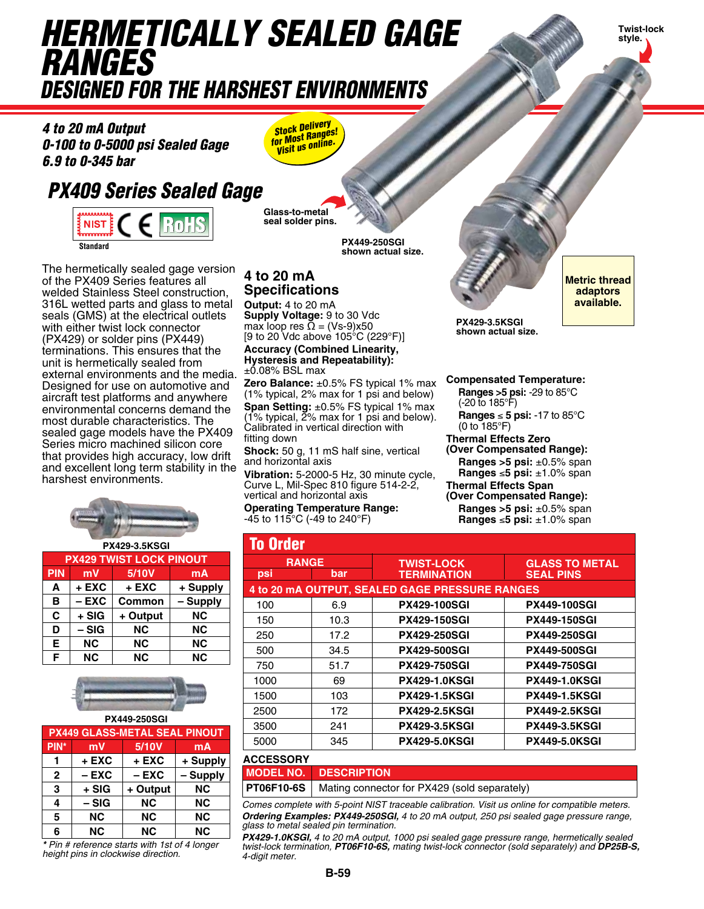# HERMETICALLY SEALED GAGE RANGES

## DESIGNED FOR THE HARSHEST ENVIRONMENTS

***4 to 20 mA Output***
***0-100 to 0-5000 psi Sealed Gage***
***6.9 to 0-345 bar***

*Stock Delivery for Most Ranges! Visit us online.*

Twist-lock style.

## PX409 Series Sealed Gage

NIST Standard CE RoHS

Glass-to-metal seal solder pins.

PX449-250SGI shown actual size.

PX429-3.5KSGI shown actual size.

**Metric thread adaptors available.**

The hermetically sealed gage version of the PX409 Series features all welded Stainless Steel construction, 316L wetted parts and glass to metal seals (GMS) at the electrical outlets with either twist lock connector (PX429) or solder pins (PX449) terminations. This ensures that the unit is hermetically sealed from external environments and the media. Designed for use on automotive and aircraft test platforms and anywhere environmental concerns demand the most durable characteristics. The sealed gage models have the PX409 Series micro machined silicon core that provides high accuracy, low drift and excellent long term stability in the harshest environments.

PX429-3.5KSGI

| PX429 TWIST LOCK PINOUT | | | |
|---|---|---|---|
| **PIN** | **mV** | **5/10V** | **mA** |
| A | + EXC | + EXC | + Supply |
| B | – EXC | Common | – Supply |
| C | + SIG | + Output | NC |
| D | – SIG | NC | NC |
| E | NC | NC | NC |
| F | NC | NC | NC |

PX449-250SGI

| PX449 GLASS-METAL SEAL PINOUT | | | |
|---|---|---|---|
| **PIN*** | **mV** | **5/10V** | **mA** |
| 1 | + EXC | + EXC | + Supply |
| 2 | – EXC | – EXC | – Supply |
| 3 | + SIG | + Output | NC |
| 4 | – SIG | NC | NC |
| 5 | NC | NC | NC |
| 6 | NC | NC | NC |

*\* Pin # reference starts with 1st of 4 longer height pins in clockwise direction.*

## 4 to 20 mA Specifications

**Output:** 4 to 20 mA
**Supply Voltage:** 9 to 30 Vdc
max loop res Ω = (Vs-9)x50
[9 to 20 Vdc above 105°C (229°F)]
**Accuracy (Combined Linearity, Hysteresis and Repeatability):** ±0.08% BSL max
**Zero Balance:** ±0.5% FS typical 1% max (1% typical, 2% max for 1 psi and below)
**Span Setting:** ±0.5% FS typical 1% max (1% typical, 2% max for 1 psi and below). Calibrated in vertical direction with fitting down
**Shock:** 50 g, 11 mS half sine, vertical and horizontal axis
**Vibration:** 5-2000-5 Hz, 30 minute cycle, Curve L, Mil-Spec 810 figure 514-2-2, vertical and horizontal axis
**Operating Temperature Range:** -45 to 115°C (-49 to 240°F)
**Compensated Temperature:**
- **Ranges >5 psi:** -29 to 85°C (-20 to 185°F)
- **Ranges ≤ 5 psi:** -17 to 85°C (0 to 185°F)

**Thermal Effects Zero (Over Compensated Range):**
- **Ranges >5 psi:** ±0.5% span
- **Ranges ≤5 psi:** ±1.0% span

**Thermal Effects Span (Over Compensated Range):**
- **Ranges >5 psi:** ±0.5% span
- **Ranges ≤5 psi:** ±1.0% span

## To Order

| RANGE psi | RANGE bar | TWIST-LOCK TERMINATION | GLASS TO METAL SEAL PINS |
|---|---|---|---|
| **4 to 20 mA OUTPUT, SEALED GAGE PRESSURE RANGES** | | | |
| 100 | 6.9 | PX429-100SGI | PX449-100SGI |
| 150 | 10.3 | PX429-150SGI | PX449-150SGI |
| 250 | 17.2 | PX429-250SGI | PX449-250SGI |
| 500 | 34.5 | PX429-500SGI | PX449-500SGI |
| 750 | 51.7 | PX429-750SGI | PX449-750SGI |
| 1000 | 69 | PX429-1.0KSGI | PX449-1.0KSGI |
| 1500 | 103 | PX429-1.5KSGI | PX449-1.5KSGI |
| 2500 | 172 | PX429-2.5KSGI | PX449-2.5KSGI |
| 3500 | 241 | PX429-3.5KSGI | PX449-3.5KSGI |
| 5000 | 345 | PX429-5.0KSGI | PX449-5.0KSGI |

**ACCESSORY**

| MODEL NO. | DESCRIPTION |
|---|---|
| PT06F10-6S | Mating connector for PX429 (sold separately) |

*Comes complete with 5-point NIST traceable calibration. Visit us online for compatible meters.*
***Ordering Examples: PX449-250SGI,*** *4 to 20 mA output, 250 psi sealed gage pressure range, glass to metal sealed pin termination.*
***PX429-1.0KSGI,*** *4 to 20 mA output, 1000 psi sealed gage pressure range, hermetically sealed twist-lock termination,* ***PT06F10-6S,*** *mating twist-lock connector (sold separately) and* ***DP25B-S,*** *4-digit meter.*